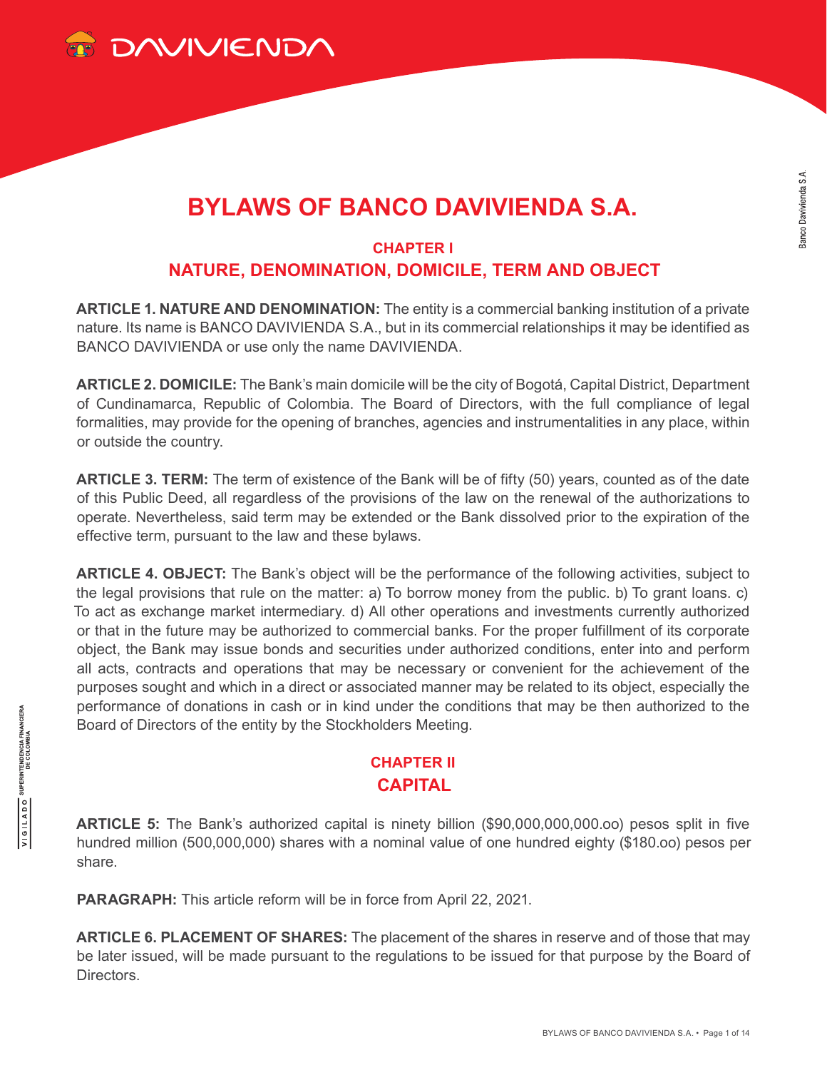# BYLAWS OF BANCO DAVIVIENDA S.A.

## CHAPTER I
## NATURE, DENOMINATION, DOMICILE, TERM AND OBJECT

**ARTICLE 1. NATURE AND DENOMINATION:** The entity is a commercial banking institution of a private nature. Its name is BANCO DAVIVIENDA S.A., but in its commercial relationships it may be identified as BANCO DAVIVIENDA or use only the name DAVIVIENDA.

**ARTICLE 2. DOMICILE:** The Bank's main domicile will be the city of Bogotá, Capital District, Department of Cundinamarca, Republic of Colombia. The Board of Directors, with the full compliance of legal formalities, may provide for the opening of branches, agencies and instrumentalities in any place, within or outside the country.

**ARTICLE 3. TERM:** The term of existence of the Bank will be of fifty (50) years, counted as of the date of this Public Deed, all regardless of the provisions of the law on the renewal of the authorizations to operate. Nevertheless, said term may be extended or the Bank dissolved prior to the expiration of the effective term, pursuant to the law and these bylaws.

**ARTICLE 4. OBJECT:** The Bank's object will be the performance of the following activities, subject to the legal provisions that rule on the matter: a) To borrow money from the public. b) To grant loans. c) To act as exchange market intermediary. d) All other operations and investments currently authorized or that in the future may be authorized to commercial banks. For the proper fulfillment of its corporate object, the Bank may issue bonds and securities under authorized conditions, enter into and perform all acts, contracts and operations that may be necessary or convenient for the achievement of the purposes sought and which in a direct or associated manner may be related to its object, especially the performance of donations in cash or in kind under the conditions that may be then authorized to the Board of Directors of the entity by the Stockholders Meeting.

## CHAPTER II
## CAPITAL

**ARTICLE 5:** The Bank's authorized capital is ninety billion ($90,000,000,000.oo) pesos split in five hundred million (500,000,000) shares with a nominal value of one hundred eighty ($180.oo) pesos per share.

**PARAGRAPH:** This article reform will be in force from April 22, 2021.

**ARTICLE 6. PLACEMENT OF SHARES:** The placement of the shares in reserve and of those that may be later issued, will be made pursuant to the regulations to be issued for that purpose by the Board of Directors.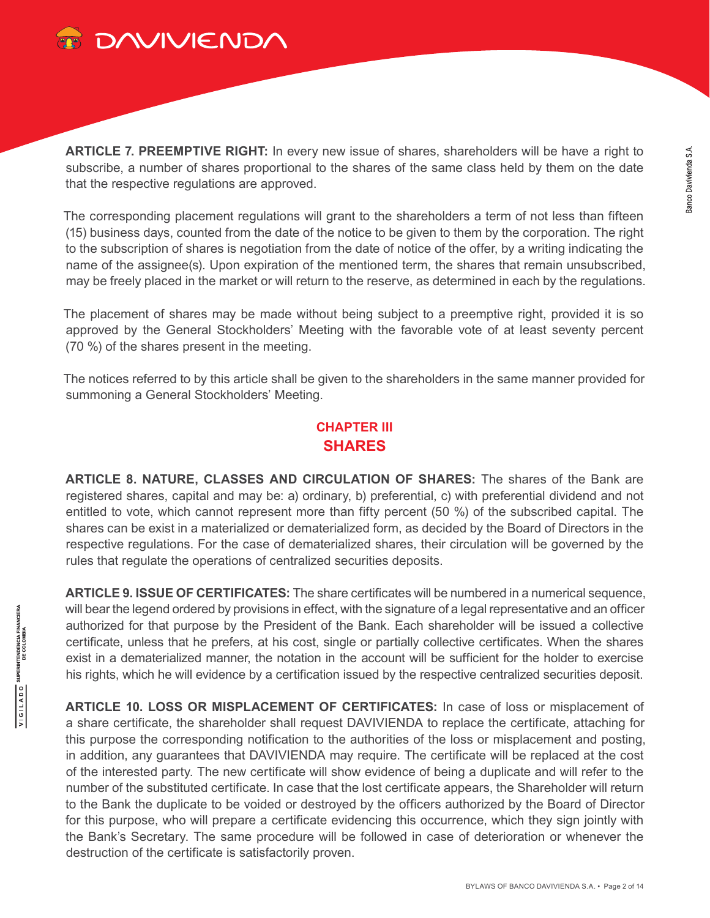**ARTICLE 7. PREEMPTIVE RIGHT:** In every new issue of shares, shareholders will be have a right to subscribe, a number of shares proportional to the shares of the same class held by them on the date that the respective regulations are approved.

The corresponding placement regulations will grant to the shareholders a term of not less than fifteen (15) business days, counted from the date of the notice to be given to them by the corporation. The right to the subscription of shares is negotiation from the date of notice of the offer, by a writing indicating the name of the assignee(s). Upon expiration of the mentioned term, the shares that remain unsubscribed, may be freely placed in the market or will return to the reserve, as determined in each by the regulations.

The placement of shares may be made without being subject to a preemptive right, provided it is so approved by the General Stockholders' Meeting with the favorable vote of at least seventy percent (70 %) of the shares present in the meeting.

The notices referred to by this article shall be given to the shareholders in the same manner provided for summoning a General Stockholders' Meeting.

## CHAPTER III
## SHARES

**ARTICLE 8. NATURE, CLASSES AND CIRCULATION OF SHARES:** The shares of the Bank are registered shares, capital and may be: a) ordinary, b) preferential, c) with preferential dividend and not entitled to vote, which cannot represent more than fifty percent (50 %) of the subscribed capital. The shares can be exist in a materialized or dematerialized form, as decided by the Board of Directors in the respective regulations. For the case of dematerialized shares, their circulation will be governed by the rules that regulate the operations of centralized securities deposits.

**ARTICLE 9. ISSUE OF CERTIFICATES:** The share certificates will be numbered in a numerical sequence, will bear the legend ordered by provisions in effect, with the signature of a legal representative and an officer authorized for that purpose by the President of the Bank. Each shareholder will be issued a collective certificate, unless that he prefers, at his cost, single or partially collective certificates. When the shares exist in a dematerialized manner, the notation in the account will be sufficient for the holder to exercise his rights, which he will evidence by a certification issued by the respective centralized securities deposit.

**ARTICLE 10. LOSS OR MISPLACEMENT OF CERTIFICATES:** In case of loss or misplacement of a share certificate, the shareholder shall request DAVIVIENDA to replace the certificate, attaching for this purpose the corresponding notification to the authorities of the loss or misplacement and posting, in addition, any guarantees that DAVIVIENDA may require. The certificate will be replaced at the cost of the interested party. The new certificate will show evidence of being a duplicate and will refer to the number of the substituted certificate. In case that the lost certificate appears, the Shareholder will return to the Bank the duplicate to be voided or destroyed by the officers authorized by the Board of Director for this purpose, who will prepare a certificate evidencing this occurrence, which they sign jointly with the Bank's Secretary. The same procedure will be followed in case of deterioration or whenever the destruction of the certificate is satisfactorily proven.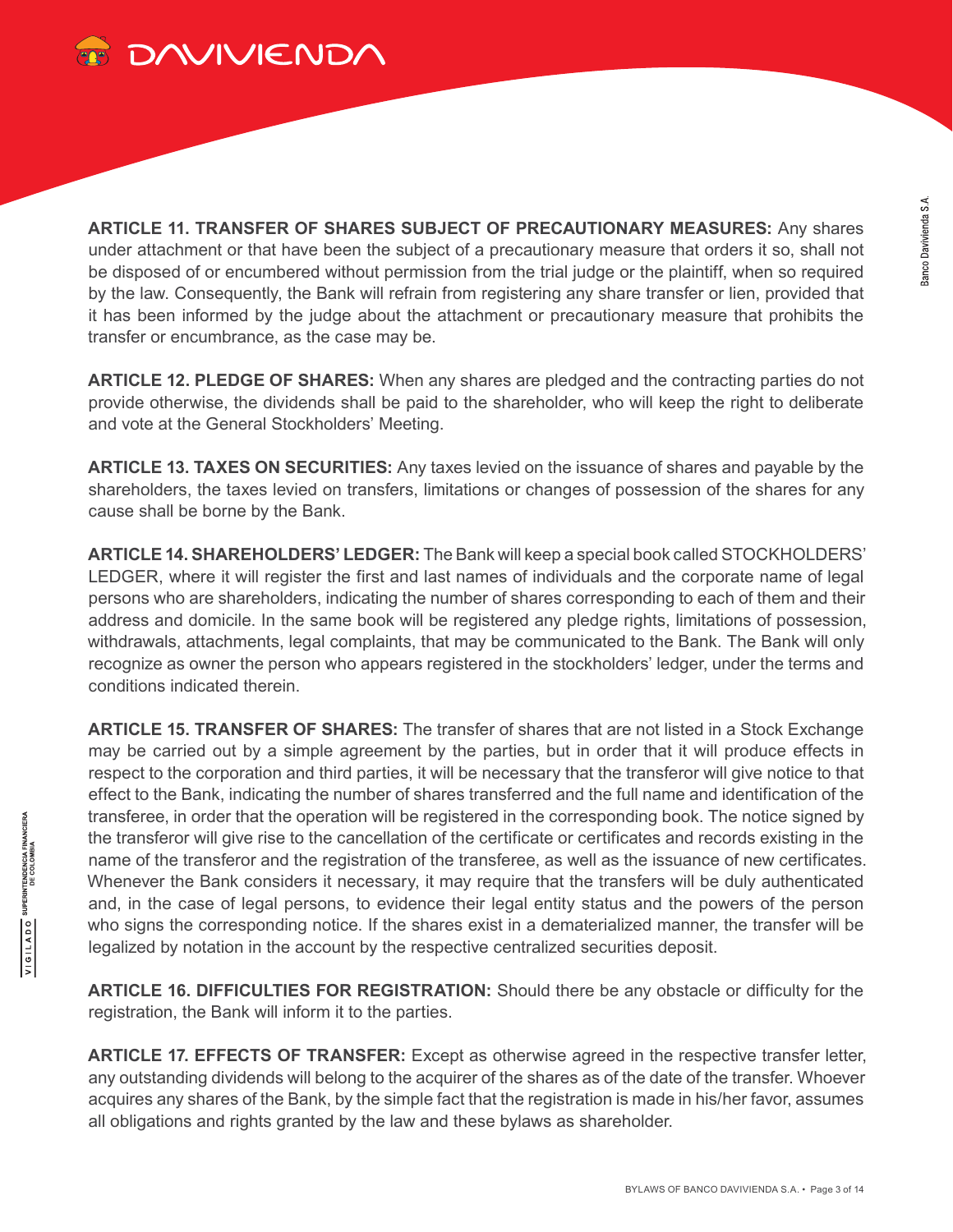**ARTICLE 11. TRANSFER OF SHARES SUBJECT OF PRECAUTIONARY MEASURES:** Any shares under attachment or that have been the subject of a precautionary measure that orders it so, shall not be disposed of or encumbered without permission from the trial judge or the plaintiff, when so required by the law. Consequently, the Bank will refrain from registering any share transfer or lien, provided that it has been informed by the judge about the attachment or precautionary measure that prohibits the transfer or encumbrance, as the case may be.

**ARTICLE 12. PLEDGE OF SHARES:** When any shares are pledged and the contracting parties do not provide otherwise, the dividends shall be paid to the shareholder, who will keep the right to deliberate and vote at the General Stockholders' Meeting.

**ARTICLE 13. TAXES ON SECURITIES:** Any taxes levied on the issuance of shares and payable by the shareholders, the taxes levied on transfers, limitations or changes of possession of the shares for any cause shall be borne by the Bank.

**ARTICLE 14. SHAREHOLDERS' LEDGER:** The Bank will keep a special book called STOCKHOLDERS' LEDGER, where it will register the first and last names of individuals and the corporate name of legal persons who are shareholders, indicating the number of shares corresponding to each of them and their address and domicile. In the same book will be registered any pledge rights, limitations of possession, withdrawals, attachments, legal complaints, that may be communicated to the Bank. The Bank will only recognize as owner the person who appears registered in the stockholders' ledger, under the terms and conditions indicated therein.

**ARTICLE 15. TRANSFER OF SHARES:** The transfer of shares that are not listed in a Stock Exchange may be carried out by a simple agreement by the parties, but in order that it will produce effects in respect to the corporation and third parties, it will be necessary that the transferor will give notice to that effect to the Bank, indicating the number of shares transferred and the full name and identification of the transferee, in order that the operation will be registered in the corresponding book. The notice signed by the transferor will give rise to the cancellation of the certificate or certificates and records existing in the name of the transferor and the registration of the transferee, as well as the issuance of new certificates. Whenever the Bank considers it necessary, it may require that the transfers will be duly authenticated and, in the case of legal persons, to evidence their legal entity status and the powers of the person who signs the corresponding notice. If the shares exist in a dematerialized manner, the transfer will be legalized by notation in the account by the respective centralized securities deposit.

**ARTICLE 16. DIFFICULTIES FOR REGISTRATION:** Should there be any obstacle or difficulty for the registration, the Bank will inform it to the parties.

**ARTICLE 17. EFFECTS OF TRANSFER:** Except as otherwise agreed in the respective transfer letter, any outstanding dividends will belong to the acquirer of the shares as of the date of the transfer. Whoever acquires any shares of the Bank, by the simple fact that the registration is made in his/her favor, assumes all obligations and rights granted by the law and these bylaws as shareholder.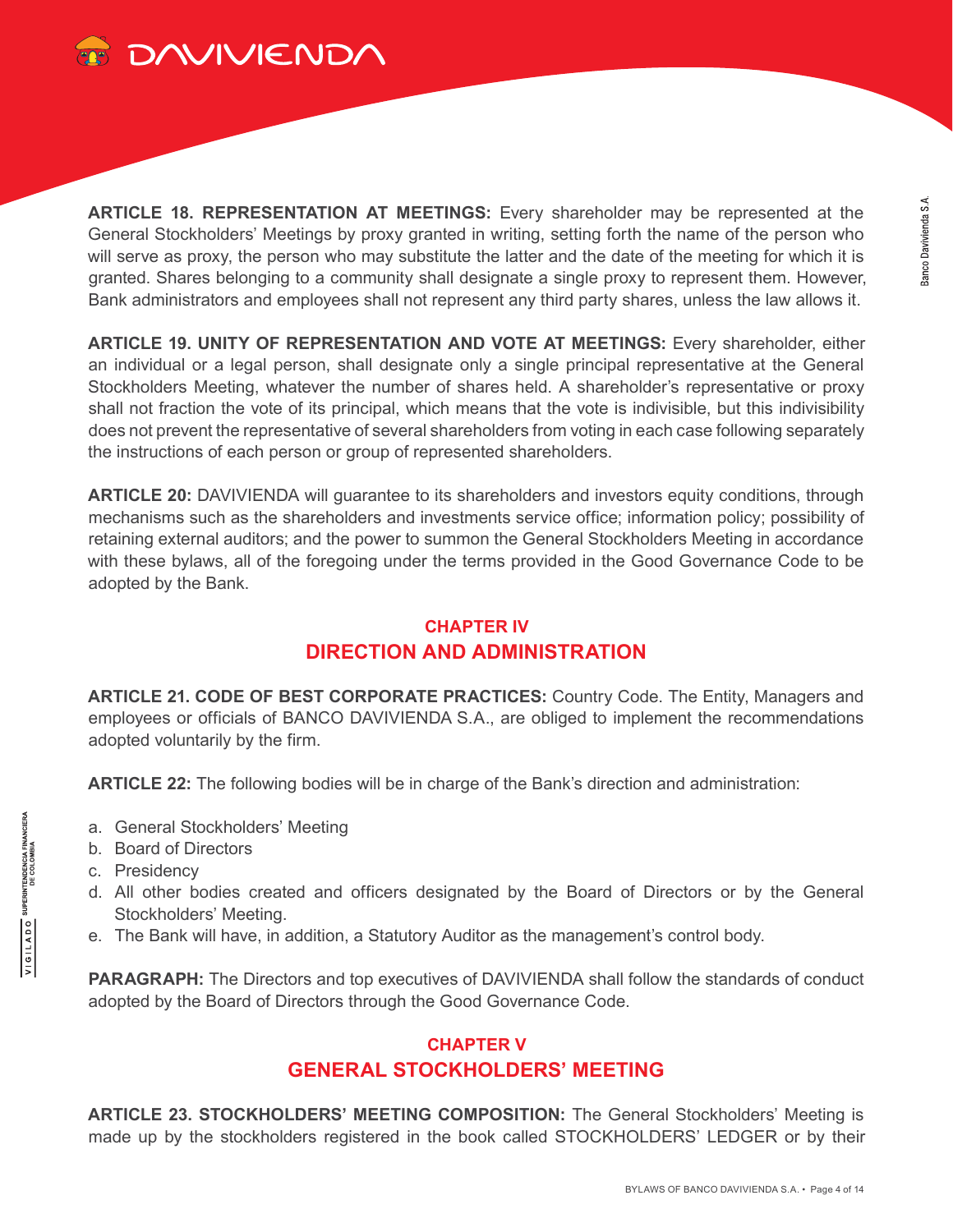**ARTICLE 18. REPRESENTATION AT MEETINGS:** Every shareholder may be represented at the General Stockholders' Meetings by proxy granted in writing, setting forth the name of the person who will serve as proxy, the person who may substitute the latter and the date of the meeting for which it is granted. Shares belonging to a community shall designate a single proxy to represent them. However, Bank administrators and employees shall not represent any third party shares, unless the law allows it.

**ARTICLE 19. UNITY OF REPRESENTATION AND VOTE AT MEETINGS:** Every shareholder, either an individual or a legal person, shall designate only a single principal representative at the General Stockholders Meeting, whatever the number of shares held. A shareholder's representative or proxy shall not fraction the vote of its principal, which means that the vote is indivisible, but this indivisibility does not prevent the representative of several shareholders from voting in each case following separately the instructions of each person or group of represented shareholders.

**ARTICLE 20:** DAVIVIENDA will guarantee to its shareholders and investors equity conditions, through mechanisms such as the shareholders and investments service office; information policy; possibility of retaining external auditors; and the power to summon the General Stockholders Meeting in accordance with these bylaws, all of the foregoing under the terms provided in the Good Governance Code to be adopted by the Bank.

## CHAPTER IV
## DIRECTION AND ADMINISTRATION

**ARTICLE 21. CODE OF BEST CORPORATE PRACTICES:** Country Code. The Entity, Managers and employees or officials of BANCO DAVIVIENDA S.A., are obliged to implement the recommendations adopted voluntarily by the firm.

**ARTICLE 22:** The following bodies will be in charge of the Bank's direction and administration:

a. General Stockholders' Meeting
b. Board of Directors
c. Presidency
d. All other bodies created and officers designated by the Board of Directors or by the General Stockholders' Meeting.
e. The Bank will have, in addition, a Statutory Auditor as the management's control body.

**PARAGRAPH:** The Directors and top executives of DAVIVIENDA shall follow the standards of conduct adopted by the Board of Directors through the Good Governance Code.

## CHAPTER V
## GENERAL STOCKHOLDERS' MEETING

**ARTICLE 23. STOCKHOLDERS' MEETING COMPOSITION:** The General Stockholders' Meeting is made up by the stockholders registered in the book called STOCKHOLDERS' LEDGER or by their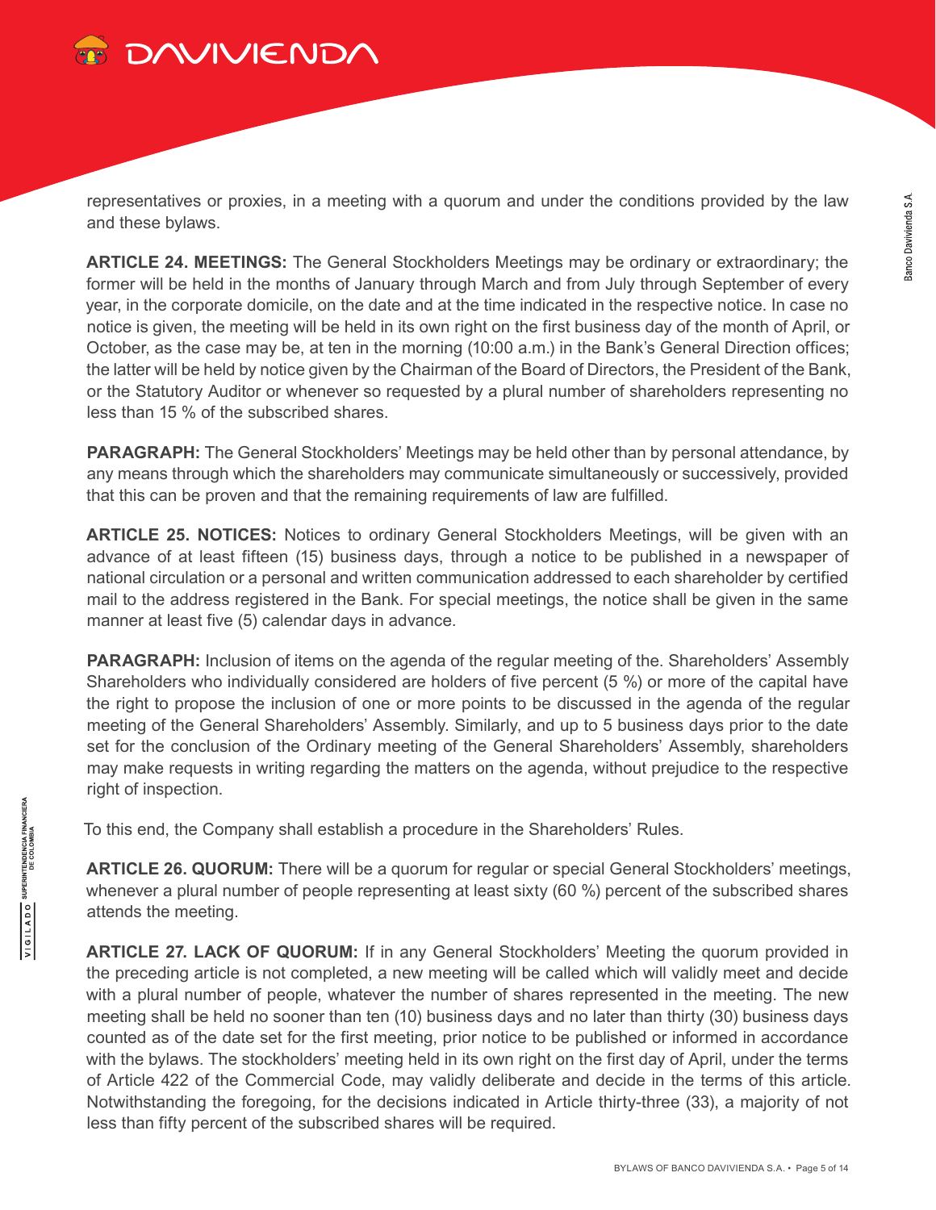representatives or proxies, in a meeting with a quorum and under the conditions provided by the law and these bylaws.

**ARTICLE 24. MEETINGS:** The General Stockholders Meetings may be ordinary or extraordinary; the former will be held in the months of January through March and from July through September of every year, in the corporate domicile, on the date and at the time indicated in the respective notice. In case no notice is given, the meeting will be held in its own right on the first business day of the month of April, or October, as the case may be, at ten in the morning (10:00 a.m.) in the Bank's General Direction offices; the latter will be held by notice given by the Chairman of the Board of Directors, the President of the Bank, or the Statutory Auditor or whenever so requested by a plural number of shareholders representing no less than 15 % of the subscribed shares.

**PARAGRAPH:** The General Stockholders' Meetings may be held other than by personal attendance, by any means through which the shareholders may communicate simultaneously or successively, provided that this can be proven and that the remaining requirements of law are fulfilled.

**ARTICLE 25. NOTICES:** Notices to ordinary General Stockholders Meetings, will be given with an advance of at least fifteen (15) business days, through a notice to be published in a newspaper of national circulation or a personal and written communication addressed to each shareholder by certified mail to the address registered in the Bank. For special meetings, the notice shall be given in the same manner at least five (5) calendar days in advance.

**PARAGRAPH:** Inclusion of items on the agenda of the regular meeting of the. Shareholders' Assembly Shareholders who individually considered are holders of five percent (5 %) or more of the capital have the right to propose the inclusion of one or more points to be discussed in the agenda of the regular meeting of the General Shareholders' Assembly. Similarly, and up to 5 business days prior to the date set for the conclusion of the Ordinary meeting of the General Shareholders' Assembly, shareholders may make requests in writing regarding the matters on the agenda, without prejudice to the respective right of inspection.

To this end, the Company shall establish a procedure in the Shareholders' Rules.

**ARTICLE 26. QUORUM:** There will be a quorum for regular or special General Stockholders' meetings, whenever a plural number of people representing at least sixty (60 %) percent of the subscribed shares attends the meeting.

**ARTICLE 27. LACK OF QUORUM:** If in any General Stockholders' Meeting the quorum provided in the preceding article is not completed, a new meeting will be called which will validly meet and decide with a plural number of people, whatever the number of shares represented in the meeting. The new meeting shall be held no sooner than ten (10) business days and no later than thirty (30) business days counted as of the date set for the first meeting, prior notice to be published or informed in accordance with the bylaws. The stockholders' meeting held in its own right on the first day of April, under the terms of Article 422 of the Commercial Code, may validly deliberate and decide in the terms of this article. Notwithstanding the foregoing, for the decisions indicated in Article thirty-three (33), a majority of not less than fifty percent of the subscribed shares will be required.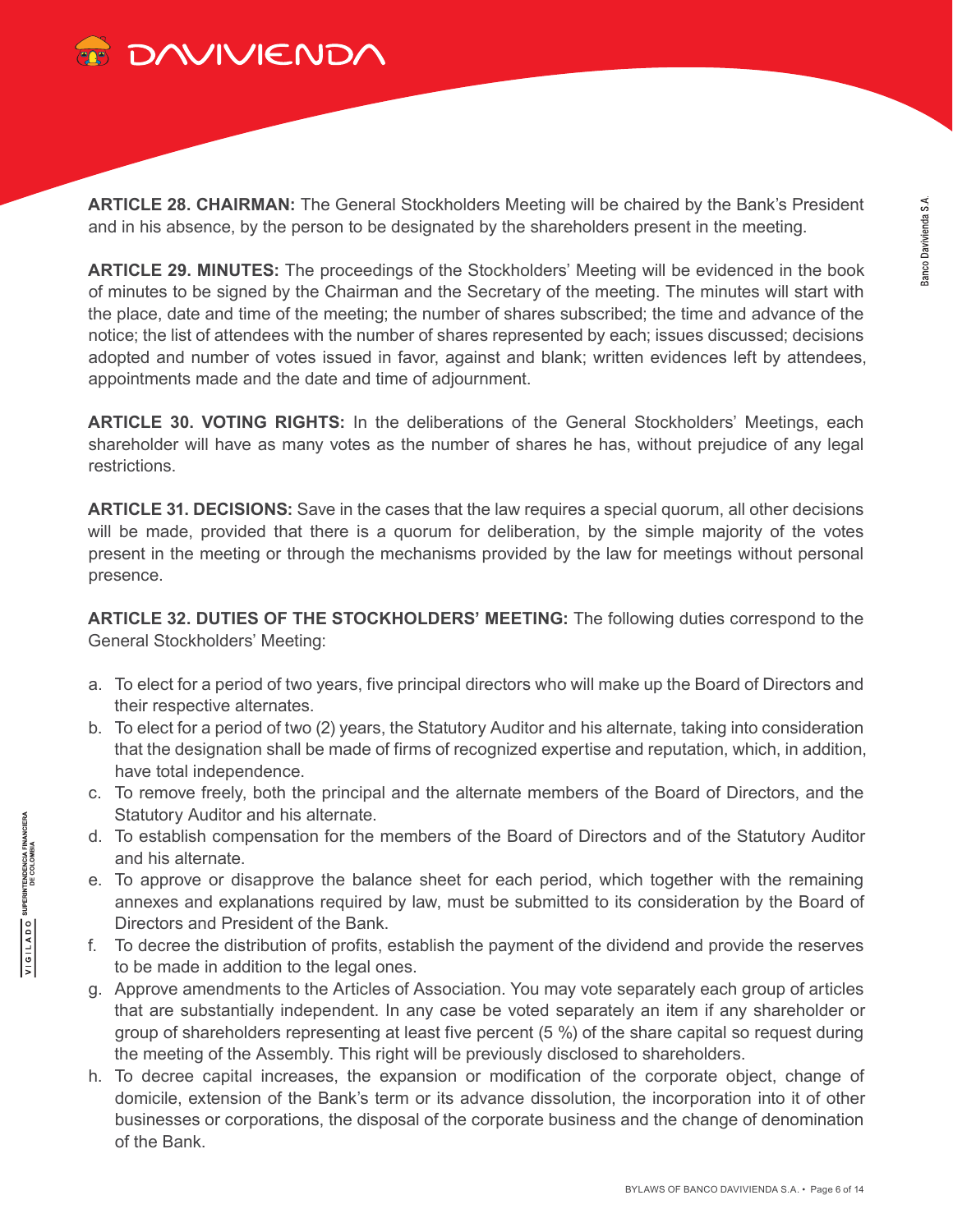**ARTICLE 28. CHAIRMAN:** The General Stockholders Meeting will be chaired by the Bank's President and in his absence, by the person to be designated by the shareholders present in the meeting.

**ARTICLE 29. MINUTES:** The proceedings of the Stockholders' Meeting will be evidenced in the book of minutes to be signed by the Chairman and the Secretary of the meeting. The minutes will start with the place, date and time of the meeting; the number of shares subscribed; the time and advance of the notice; the list of attendees with the number of shares represented by each; issues discussed; decisions adopted and number of votes issued in favor, against and blank; written evidences left by attendees, appointments made and the date and time of adjournment.

**ARTICLE 30. VOTING RIGHTS:** In the deliberations of the General Stockholders' Meetings, each shareholder will have as many votes as the number of shares he has, without prejudice of any legal restrictions.

**ARTICLE 31. DECISIONS:** Save in the cases that the law requires a special quorum, all other decisions will be made, provided that there is a quorum for deliberation, by the simple majority of the votes present in the meeting or through the mechanisms provided by the law for meetings without personal presence.

**ARTICLE 32. DUTIES OF THE STOCKHOLDERS' MEETING:** The following duties correspond to the General Stockholders' Meeting:

a. To elect for a period of two years, five principal directors who will make up the Board of Directors and their respective alternates.
b. To elect for a period of two (2) years, the Statutory Auditor and his alternate, taking into consideration that the designation shall be made of firms of recognized expertise and reputation, which, in addition, have total independence.
c. To remove freely, both the principal and the alternate members of the Board of Directors, and the Statutory Auditor and his alternate.
d. To establish compensation for the members of the Board of Directors and of the Statutory Auditor and his alternate.
e. To approve or disapprove the balance sheet for each period, which together with the remaining annexes and explanations required by law, must be submitted to its consideration by the Board of Directors and President of the Bank.
f. To decree the distribution of profits, establish the payment of the dividend and provide the reserves to be made in addition to the legal ones.
g. Approve amendments to the Articles of Association. You may vote separately each group of articles that are substantially independent. In any case be voted separately an item if any shareholder or group of shareholders representing at least five percent (5 %) of the share capital so request during the meeting of the Assembly. This right will be previously disclosed to shareholders.
h. To decree capital increases, the expansion or modification of the corporate object, change of domicile, extension of the Bank's term or its advance dissolution, the incorporation into it of other businesses or corporations, the disposal of the corporate business and the change of denomination of the Bank.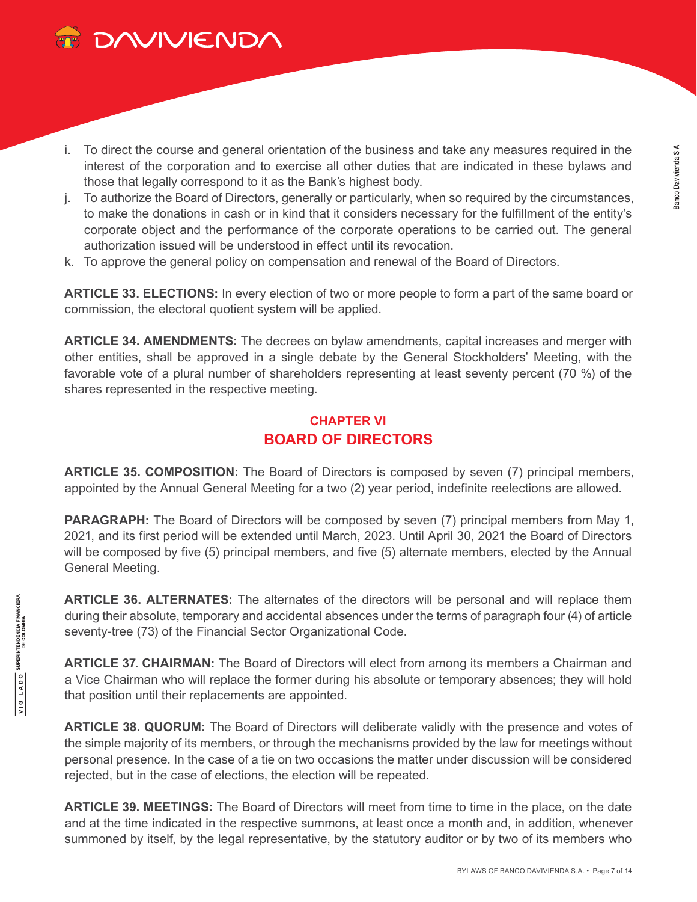i. To direct the course and general orientation of the business and take any measures required in the interest of the corporation and to exercise all other duties that are indicated in these bylaws and those that legally correspond to it as the Bank's highest body.
j. To authorize the Board of Directors, generally or particularly, when so required by the circumstances, to make the donations in cash or in kind that it considers necessary for the fulfillment of the entity's corporate object and the performance of the corporate operations to be carried out. The general authorization issued will be understood in effect until its revocation.
k. To approve the general policy on compensation and renewal of the Board of Directors.

**ARTICLE 33. ELECTIONS:** In every election of two or more people to form a part of the same board or commission, the electoral quotient system will be applied.

**ARTICLE 34. AMENDMENTS:** The decrees on bylaw amendments, capital increases and merger with other entities, shall be approved in a single debate by the General Stockholders' Meeting, with the favorable vote of a plural number of shareholders representing at least seventy percent (70 %) of the shares represented in the respective meeting.

## CHAPTER VI
## BOARD OF DIRECTORS

**ARTICLE 35. COMPOSITION:** The Board of Directors is composed by seven (7) principal members, appointed by the Annual General Meeting for a two (2) year period, indefinite reelections are allowed.

**PARAGRAPH:** The Board of Directors will be composed by seven (7) principal members from May 1, 2021, and its first period will be extended until March, 2023. Until April 30, 2021 the Board of Directors will be composed by five (5) principal members, and five (5) alternate members, elected by the Annual General Meeting.

**ARTICLE 36. ALTERNATES:** The alternates of the directors will be personal and will replace them during their absolute, temporary and accidental absences under the terms of paragraph four (4) of article seventy-tree (73) of the Financial Sector Organizational Code.

**ARTICLE 37. CHAIRMAN:** The Board of Directors will elect from among its members a Chairman and a Vice Chairman who will replace the former during his absolute or temporary absences; they will hold that position until their replacements are appointed.

**ARTICLE 38. QUORUM:** The Board of Directors will deliberate validly with the presence and votes of the simple majority of its members, or through the mechanisms provided by the law for meetings without personal presence. In the case of a tie on two occasions the matter under discussion will be considered rejected, but in the case of elections, the election will be repeated.

**ARTICLE 39. MEETINGS:** The Board of Directors will meet from time to time in the place, on the date and at the time indicated in the respective summons, at least once a month and, in addition, whenever summoned by itself, by the legal representative, by the statutory auditor or by two of its members who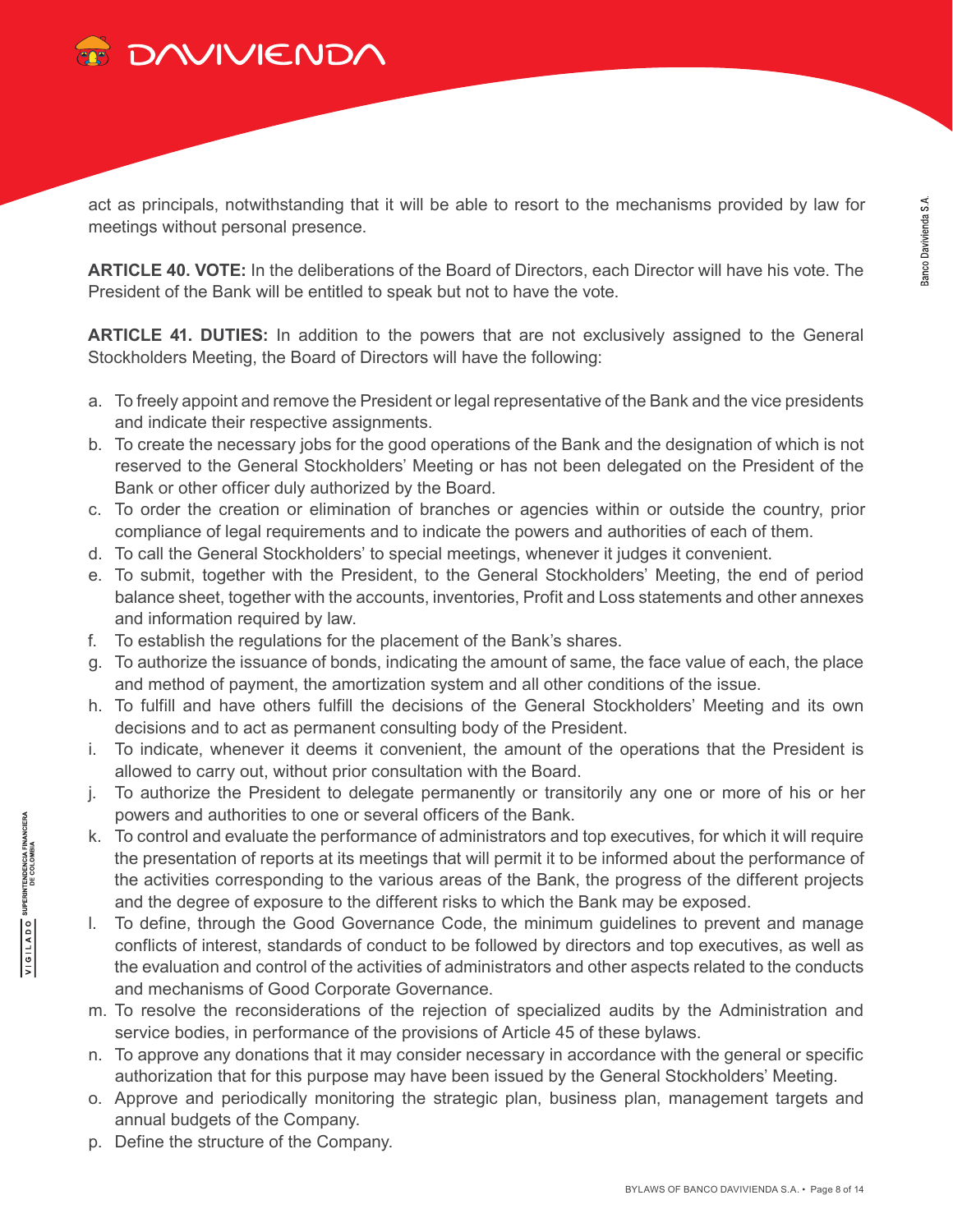act as principals, notwithstanding that it will be able to resort to the mechanisms provided by law for meetings without personal presence.

**ARTICLE 40. VOTE:** In the deliberations of the Board of Directors, each Director will have his vote. The President of the Bank will be entitled to speak but not to have the vote.

**ARTICLE 41. DUTIES:** In addition to the powers that are not exclusively assigned to the General Stockholders Meeting, the Board of Directors will have the following:

a. To freely appoint and remove the President or legal representative of the Bank and the vice presidents and indicate their respective assignments.
b. To create the necessary jobs for the good operations of the Bank and the designation of which is not reserved to the General Stockholders' Meeting or has not been delegated on the President of the Bank or other officer duly authorized by the Board.
c. To order the creation or elimination of branches or agencies within or outside the country, prior compliance of legal requirements and to indicate the powers and authorities of each of them.
d. To call the General Stockholders' to special meetings, whenever it judges it convenient.
e. To submit, together with the President, to the General Stockholders' Meeting, the end of period balance sheet, together with the accounts, inventories, Profit and Loss statements and other annexes and information required by law.
f. To establish the regulations for the placement of the Bank's shares.
g. To authorize the issuance of bonds, indicating the amount of same, the face value of each, the place and method of payment, the amortization system and all other conditions of the issue.
h. To fulfill and have others fulfill the decisions of the General Stockholders' Meeting and its own decisions and to act as permanent consulting body of the President.
i. To indicate, whenever it deems it convenient, the amount of the operations that the President is allowed to carry out, without prior consultation with the Board.
j. To authorize the President to delegate permanently or transitorily any one or more of his or her powers and authorities to one or several officers of the Bank.
k. To control and evaluate the performance of administrators and top executives, for which it will require the presentation of reports at its meetings that will permit it to be informed about the performance of the activities corresponding to the various areas of the Bank, the progress of the different projects and the degree of exposure to the different risks to which the Bank may be exposed.
l. To define, through the Good Governance Code, the minimum guidelines to prevent and manage conflicts of interest, standards of conduct to be followed by directors and top executives, as well as the evaluation and control of the activities of administrators and other aspects related to the conducts and mechanisms of Good Corporate Governance.
m. To resolve the reconsiderations of the rejection of specialized audits by the Administration and service bodies, in performance of the provisions of Article 45 of these bylaws.
n. To approve any donations that it may consider necessary in accordance with the general or specific authorization that for this purpose may have been issued by the General Stockholders' Meeting.
o. Approve and periodically monitoring the strategic plan, business plan, management targets and annual budgets of the Company.
p. Define the structure of the Company.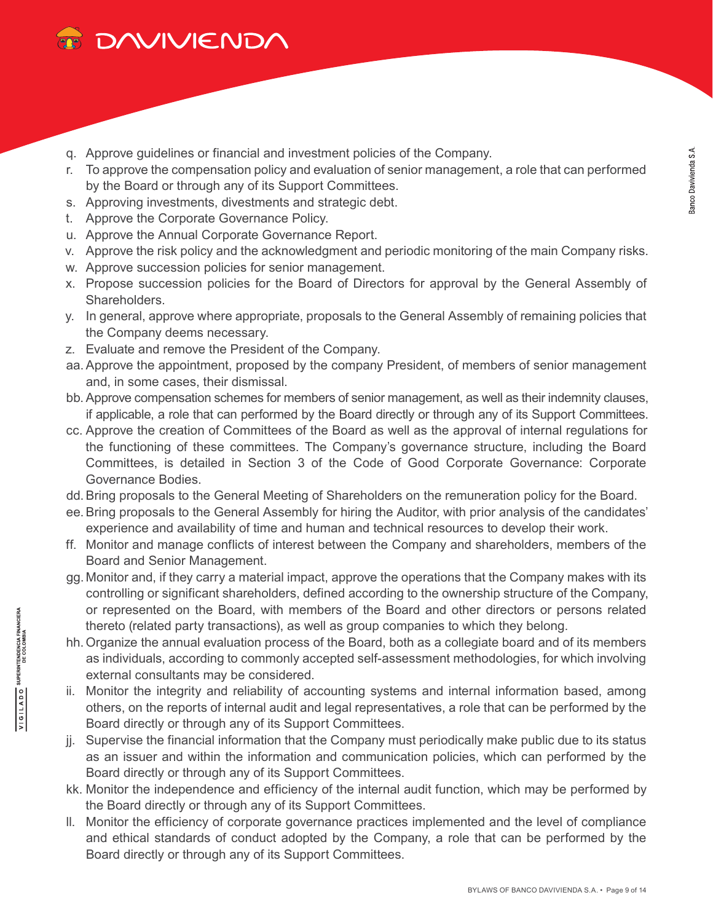q. Approve guidelines or financial and investment policies of the Company.
r. To approve the compensation policy and evaluation of senior management, a role that can performed by the Board or through any of its Support Committees.
s. Approving investments, divestments and strategic debt.
t. Approve the Corporate Governance Policy.
u. Approve the Annual Corporate Governance Report.
v. Approve the risk policy and the acknowledgment and periodic monitoring of the main Company risks.
w. Approve succession policies for senior management.
x. Propose succession policies for the Board of Directors for approval by the General Assembly of Shareholders.
y. In general, approve where appropriate, proposals to the General Assembly of remaining policies that the Company deems necessary.
z. Evaluate and remove the President of the Company.
aa. Approve the appointment, proposed by the company President, of members of senior management and, in some cases, their dismissal.
bb. Approve compensation schemes for members of senior management, as well as their indemnity clauses, if applicable, a role that can performed by the Board directly or through any of its Support Committees.
cc. Approve the creation of Committees of the Board as well as the approval of internal regulations for the functioning of these committees. The Company's governance structure, including the Board Committees, is detailed in Section 3 of the Code of Good Corporate Governance: Corporate Governance Bodies.
dd. Bring proposals to the General Meeting of Shareholders on the remuneration policy for the Board.
ee. Bring proposals to the General Assembly for hiring the Auditor, with prior analysis of the candidates' experience and availability of time and human and technical resources to develop their work.
ff. Monitor and manage conflicts of interest between the Company and shareholders, members of the Board and Senior Management.
gg. Monitor and, if they carry a material impact, approve the operations that the Company makes with its controlling or significant shareholders, defined according to the ownership structure of the Company, or represented on the Board, with members of the Board and other directors or persons related thereto (related party transactions), as well as group companies to which they belong.
hh. Organize the annual evaluation process of the Board, both as a collegiate board and of its members as individuals, according to commonly accepted self-assessment methodologies, for which involving external consultants may be considered.
ii. Monitor the integrity and reliability of accounting systems and internal information based, among others, on the reports of internal audit and legal representatives, a role that can be performed by the Board directly or through any of its Support Committees.
jj. Supervise the financial information that the Company must periodically make public due to its status as an issuer and within the information and communication policies, which can performed by the Board directly or through any of its Support Committees.
kk. Monitor the independence and efficiency of the internal audit function, which may be performed by the Board directly or through any of its Support Committees.
ll. Monitor the efficiency of corporate governance practices implemented and the level of compliance and ethical standards of conduct adopted by the Company, a role that can be performed by the Board directly or through any of its Support Committees.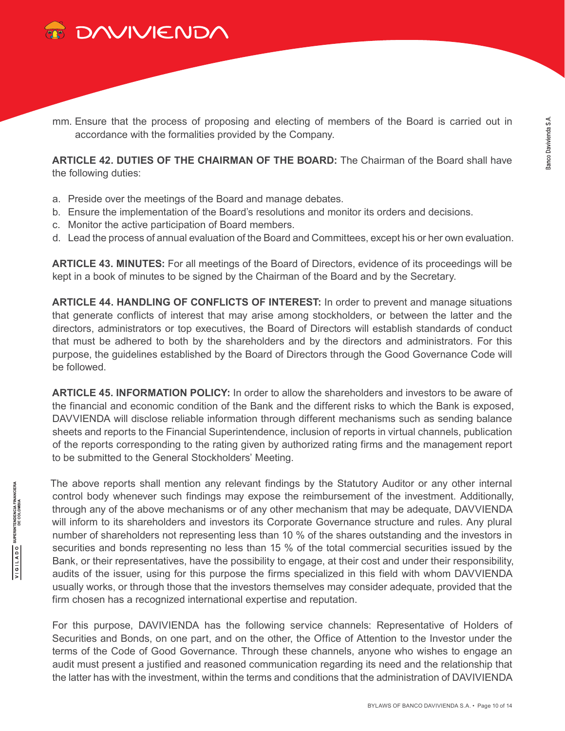mm. Ensure that the process of proposing and electing of members of the Board is carried out in accordance with the formalities provided by the Company.

**ARTICLE 42. DUTIES OF THE CHAIRMAN OF THE BOARD:** The Chairman of the Board shall have the following duties:

a. Preside over the meetings of the Board and manage debates.
b. Ensure the implementation of the Board's resolutions and monitor its orders and decisions.
c. Monitor the active participation of Board members.
d. Lead the process of annual evaluation of the Board and Committees, except his or her own evaluation.

**ARTICLE 43. MINUTES:** For all meetings of the Board of Directors, evidence of its proceedings will be kept in a book of minutes to be signed by the Chairman of the Board and by the Secretary.

**ARTICLE 44. HANDLING OF CONFLICTS OF INTEREST:** In order to prevent and manage situations that generate conflicts of interest that may arise among stockholders, or between the latter and the directors, administrators or top executives, the Board of Directors will establish standards of conduct that must be adhered to both by the shareholders and by the directors and administrators. For this purpose, the guidelines established by the Board of Directors through the Good Governance Code will be followed.

**ARTICLE 45. INFORMATION POLICY:** In order to allow the shareholders and investors to be aware of the financial and economic condition of the Bank and the different risks to which the Bank is exposed, DAVVIENDA will disclose reliable information through different mechanisms such as sending balance sheets and reports to the Financial Superintendence, inclusion of reports in virtual channels, publication of the reports corresponding to the rating given by authorized rating firms and the management report to be submitted to the General Stockholders' Meeting.

The above reports shall mention any relevant findings by the Statutory Auditor or any other internal control body whenever such findings may expose the reimbursement of the investment. Additionally, through any of the above mechanisms or of any other mechanism that may be adequate, DAVVIENDA will inform to its shareholders and investors its Corporate Governance structure and rules. Any plural number of shareholders not representing less than 10 % of the shares outstanding and the investors in securities and bonds representing no less than 15 % of the total commercial securities issued by the Bank, or their representatives, have the possibility to engage, at their cost and under their responsibility, audits of the issuer, using for this purpose the firms specialized in this field with whom DAVVIENDA usually works, or through those that the investors themselves may consider adequate, provided that the firm chosen has a recognized international expertise and reputation.

For this purpose, DAVIVIENDA has the following service channels: Representative of Holders of Securities and Bonds, on one part, and on the other, the Office of Attention to the Investor under the terms of the Code of Good Governance. Through these channels, anyone who wishes to engage an audit must present a justified and reasoned communication regarding its need and the relationship that the latter has with the investment, within the terms and conditions that the administration of DAVIVIENDA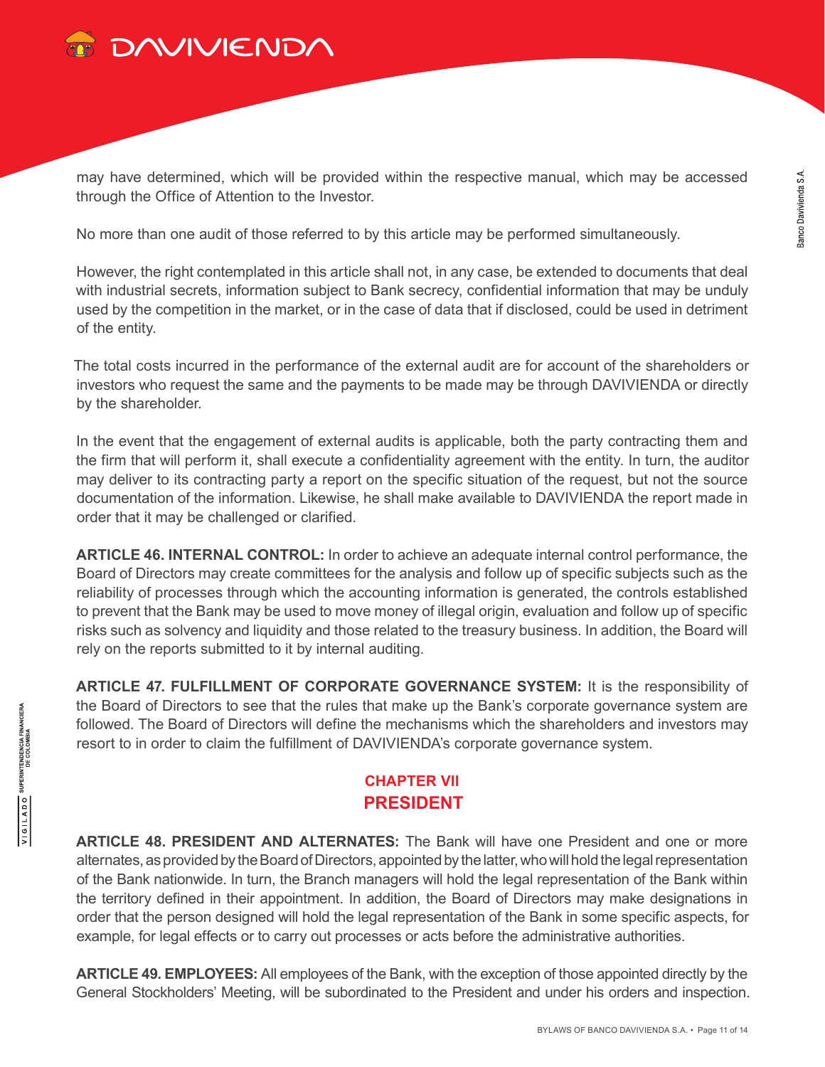may have determined, which will be provided within the respective manual, which may be accessed through the Office of Attention to the Investor.

No more than one audit of those referred to by this article may be performed simultaneously.

However, the right contemplated in this article shall not, in any case, be extended to documents that deal with industrial secrets, information subject to Bank secrecy, confidential information that may be unduly used by the competition in the market, or in the case of data that if disclosed, could be used in detriment of the entity.

The total costs incurred in the performance of the external audit are for account of the shareholders or investors who request the same and the payments to be made may be through DAVIVIENDA or directly by the shareholder.

In the event that the engagement of external audits is applicable, both the party contracting them and the firm that will perform it, shall execute a confidentiality agreement with the entity. In turn, the auditor may deliver to its contracting party a report on the specific situation of the request, but not the source documentation of the information. Likewise, he shall make available to DAVIVIENDA the report made in order that it may be challenged or clarified.

**ARTICLE 46. INTERNAL CONTROL:** In order to achieve an adequate internal control performance, the Board of Directors may create committees for the analysis and follow up of specific subjects such as the reliability of processes through which the accounting information is generated, the controls established to prevent that the Bank may be used to move money of illegal origin, evaluation and follow up of specific risks such as solvency and liquidity and those related to the treasury business. In addition, the Board will rely on the reports submitted to it by internal auditing.

**ARTICLE 47. FULFILLMENT OF CORPORATE GOVERNANCE SYSTEM:** It is the responsibility of the Board of Directors to see that the rules that make up the Bank's corporate governance system are followed. The Board of Directors will define the mechanisms which the shareholders and investors may resort to in order to claim the fulfillment of DAVIVIENDA's corporate governance system.

## CHAPTER VII
## PRESIDENT

**ARTICLE 48. PRESIDENT AND ALTERNATES:** The Bank will have one President and one or more alternates, as provided by the Board of Directors, appointed by the latter, who will hold the legal representation of the Bank nationwide. In turn, the Branch managers will hold the legal representation of the Bank within the territory defined in their appointment. In addition, the Board of Directors may make designations in order that the person designed will hold the legal representation of the Bank in some specific aspects, for example, for legal effects or to carry out processes or acts before the administrative authorities.

**ARTICLE 49. EMPLOYEES:** All employees of the Bank, with the exception of those appointed directly by the General Stockholders' Meeting, will be subordinated to the President and under his orders and inspection.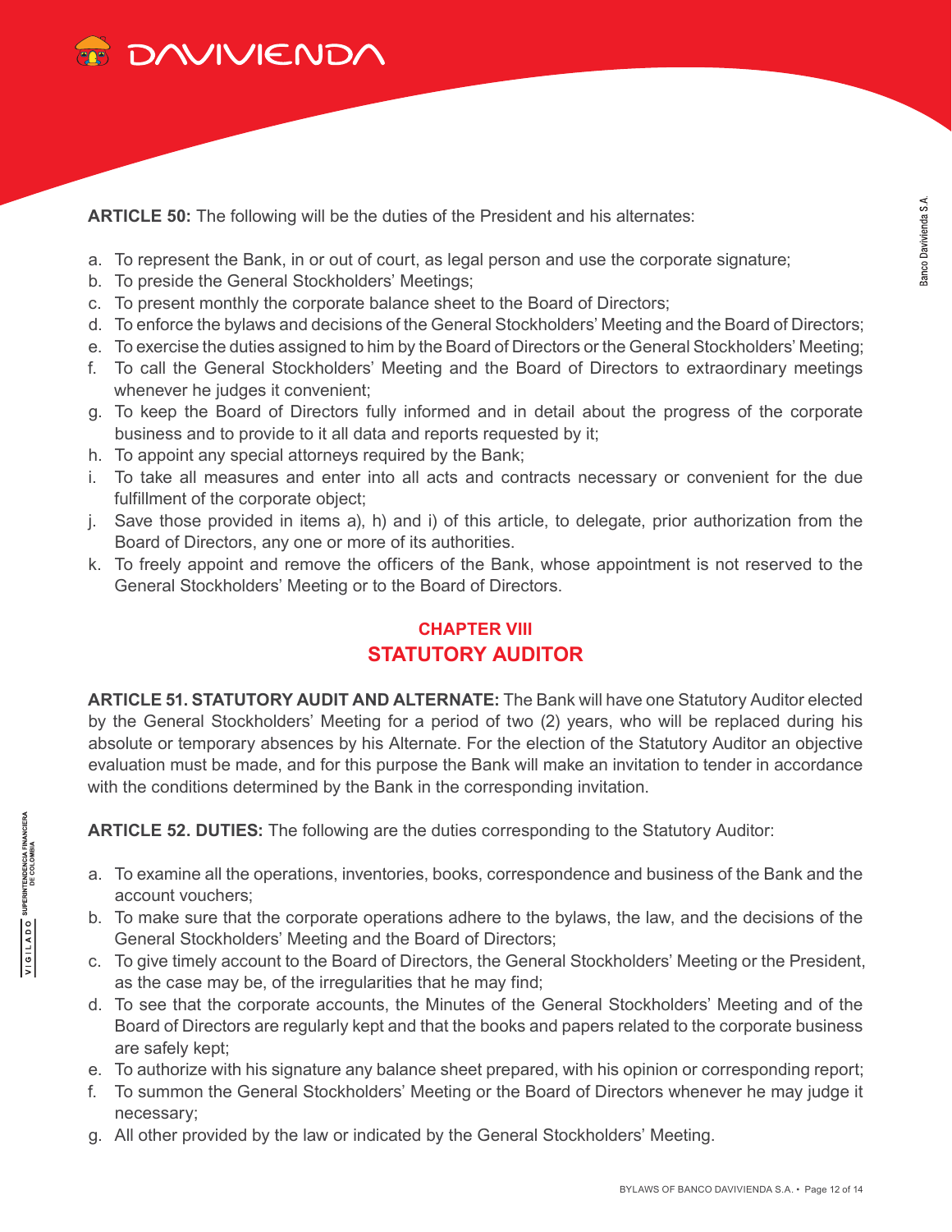**ARTICLE 50:** The following will be the duties of the President and his alternates:

a. To represent the Bank, in or out of court, as legal person and use the corporate signature;
b. To preside the General Stockholders' Meetings;
c. To present monthly the corporate balance sheet to the Board of Directors;
d. To enforce the bylaws and decisions of the General Stockholders' Meeting and the Board of Directors;
e. To exercise the duties assigned to him by the Board of Directors or the General Stockholders' Meeting;
f. To call the General Stockholders' Meeting and the Board of Directors to extraordinary meetings whenever he judges it convenient;
g. To keep the Board of Directors fully informed and in detail about the progress of the corporate business and to provide to it all data and reports requested by it;
h. To appoint any special attorneys required by the Bank;
i. To take all measures and enter into all acts and contracts necessary or convenient for the due fulfillment of the corporate object;
j. Save those provided in items a), h) and i) of this article, to delegate, prior authorization from the Board of Directors, any one or more of its authorities.
k. To freely appoint and remove the officers of the Bank, whose appointment is not reserved to the General Stockholders' Meeting or to the Board of Directors.

## CHAPTER VIII
## STATUTORY AUDITOR

**ARTICLE 51. STATUTORY AUDIT AND ALTERNATE:** The Bank will have one Statutory Auditor elected by the General Stockholders' Meeting for a period of two (2) years, who will be replaced during his absolute or temporary absences by his Alternate. For the election of the Statutory Auditor an objective evaluation must be made, and for this purpose the Bank will make an invitation to tender in accordance with the conditions determined by the Bank in the corresponding invitation.

**ARTICLE 52. DUTIES:** The following are the duties corresponding to the Statutory Auditor:

a. To examine all the operations, inventories, books, correspondence and business of the Bank and the account vouchers;
b. To make sure that the corporate operations adhere to the bylaws, the law, and the decisions of the General Stockholders' Meeting and the Board of Directors;
c. To give timely account to the Board of Directors, the General Stockholders' Meeting or the President, as the case may be, of the irregularities that he may find;
d. To see that the corporate accounts, the Minutes of the General Stockholders' Meeting and of the Board of Directors are regularly kept and that the books and papers related to the corporate business are safely kept;
e. To authorize with his signature any balance sheet prepared, with his opinion or corresponding report;
f. To summon the General Stockholders' Meeting or the Board of Directors whenever he may judge it necessary;
g. All other provided by the law or indicated by the General Stockholders' Meeting.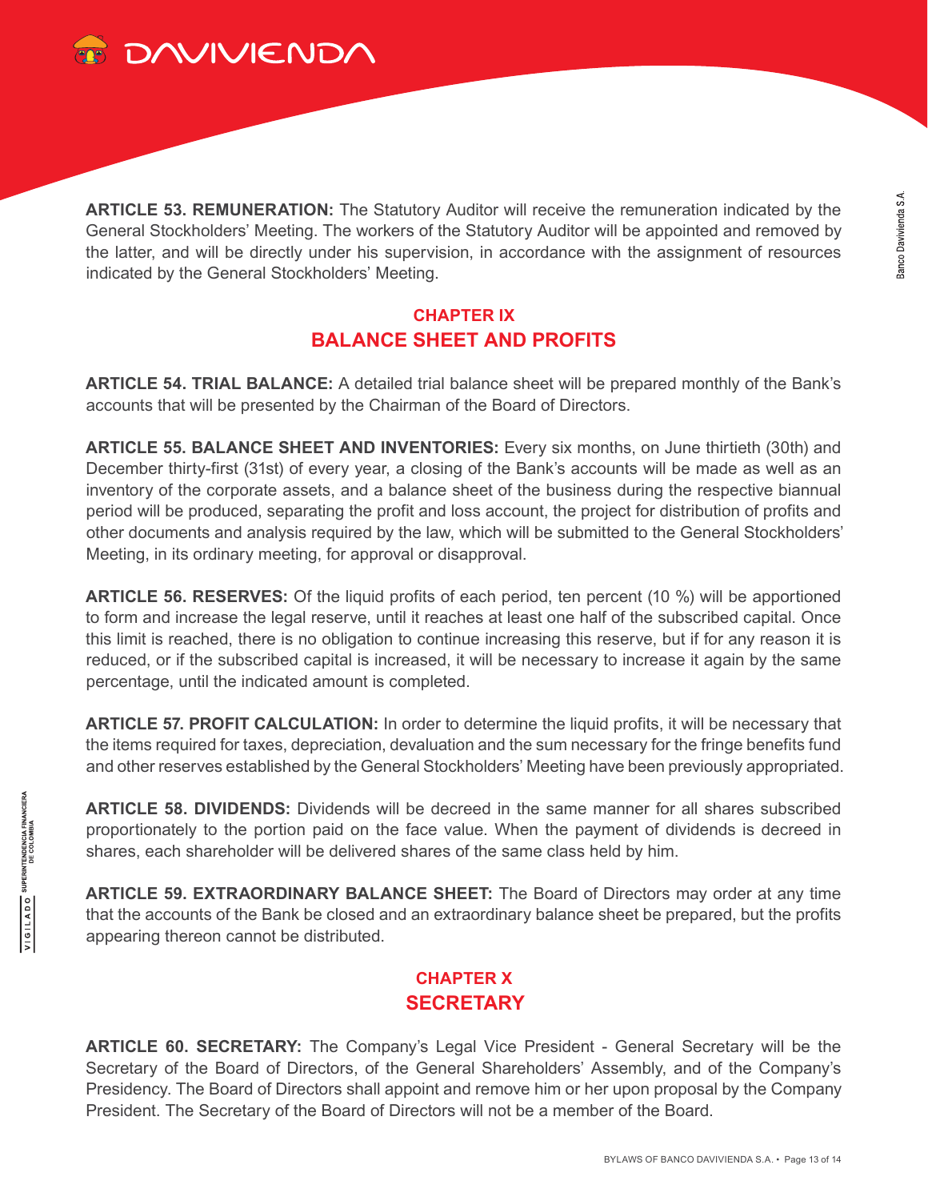**ARTICLE 53. REMUNERATION:** The Statutory Auditor will receive the remuneration indicated by the General Stockholders' Meeting. The workers of the Statutory Auditor will be appointed and removed by the latter, and will be directly under his supervision, in accordance with the assignment of resources indicated by the General Stockholders' Meeting.

## CHAPTER IX
## BALANCE SHEET AND PROFITS

**ARTICLE 54. TRIAL BALANCE:** A detailed trial balance sheet will be prepared monthly of the Bank's accounts that will be presented by the Chairman of the Board of Directors.

**ARTICLE 55. BALANCE SHEET AND INVENTORIES:** Every six months, on June thirtieth (30th) and December thirty-first (31st) of every year, a closing of the Bank's accounts will be made as well as an inventory of the corporate assets, and a balance sheet of the business during the respective biannual period will be produced, separating the profit and loss account, the project for distribution of profits and other documents and analysis required by the law, which will be submitted to the General Stockholders' Meeting, in its ordinary meeting, for approval or disapproval.

**ARTICLE 56. RESERVES:** Of the liquid profits of each period, ten percent (10 %) will be apportioned to form and increase the legal reserve, until it reaches at least one half of the subscribed capital. Once this limit is reached, there is no obligation to continue increasing this reserve, but if for any reason it is reduced, or if the subscribed capital is increased, it will be necessary to increase it again by the same percentage, until the indicated amount is completed.

**ARTICLE 57. PROFIT CALCULATION:** In order to determine the liquid profits, it will be necessary that the items required for taxes, depreciation, devaluation and the sum necessary for the fringe benefits fund and other reserves established by the General Stockholders' Meeting have been previously appropriated.

**ARTICLE 58. DIVIDENDS:** Dividends will be decreed in the same manner for all shares subscribed proportionately to the portion paid on the face value. When the payment of dividends is decreed in shares, each shareholder will be delivered shares of the same class held by him.

**ARTICLE 59. EXTRAORDINARY BALANCE SHEET:** The Board of Directors may order at any time that the accounts of the Bank be closed and an extraordinary balance sheet be prepared, but the profits appearing thereon cannot be distributed.

## CHAPTER X
## SECRETARY

**ARTICLE 60. SECRETARY:** The Company's Legal Vice President - General Secretary will be the Secretary of the Board of Directors, of the General Shareholders' Assembly, and of the Company's Presidency. The Board of Directors shall appoint and remove him or her upon proposal by the Company President. The Secretary of the Board of Directors will not be a member of the Board.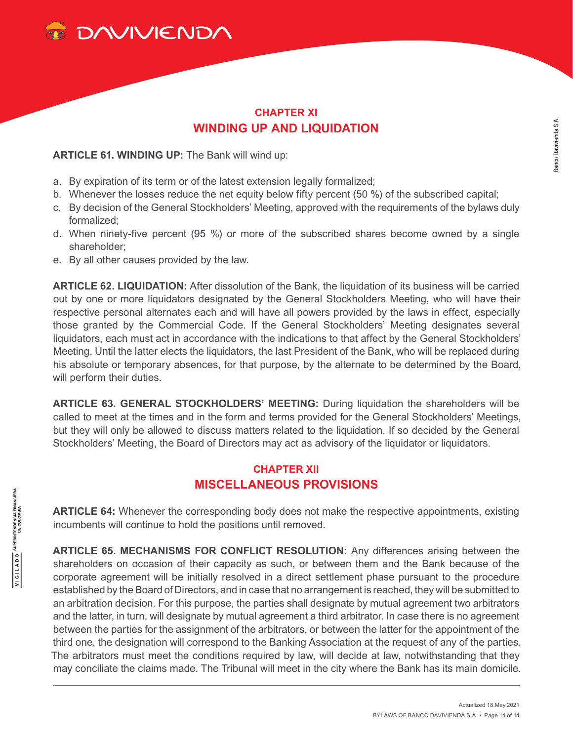## CHAPTER XI
## WINDING UP AND LIQUIDATION

**ARTICLE 61. WINDING UP:** The Bank will wind up:

a. By expiration of its term or of the latest extension legally formalized;
b. Whenever the losses reduce the net equity below fifty percent (50 %) of the subscribed capital;
c. By decision of the General Stockholders' Meeting, approved with the requirements of the bylaws duly formalized;
d. When ninety-five percent (95 %) or more of the subscribed shares become owned by a single shareholder;
e. By all other causes provided by the law.

**ARTICLE 62. LIQUIDATION:** After dissolution of the Bank, the liquidation of its business will be carried out by one or more liquidators designated by the General Stockholders Meeting, who will have their respective personal alternates each and will have all powers provided by the laws in effect, especially those granted by the Commercial Code. If the General Stockholders' Meeting designates several liquidators, each must act in accordance with the indications to that affect by the General Stockholders' Meeting. Until the latter elects the liquidators, the last President of the Bank, who will be replaced during his absolute or temporary absences, for that purpose, by the alternate to be determined by the Board, will perform their duties.

**ARTICLE 63. GENERAL STOCKHOLDERS' MEETING:** During liquidation the shareholders will be called to meet at the times and in the form and terms provided for the General Stockholders' Meetings, but they will only be allowed to discuss matters related to the liquidation. If so decided by the General Stockholders' Meeting, the Board of Directors may act as advisory of the liquidator or liquidators.

## CHAPTER XII
## MISCELLANEOUS PROVISIONS

**ARTICLE 64:** Whenever the corresponding body does not make the respective appointments, existing incumbents will continue to hold the positions until removed.

**ARTICLE 65. MECHANISMS FOR CONFLICT RESOLUTION:** Any differences arising between the shareholders on occasion of their capacity as such, or between them and the Bank because of the corporate agreement will be initially resolved in a direct settlement phase pursuant to the procedure established by the Board of Directors, and in case that no arrangement is reached, they will be submitted to an arbitration decision. For this purpose, the parties shall designate by mutual agreement two arbitrators and the latter, in turn, will designate by mutual agreement a third arbitrator. In case there is no agreement between the parties for the assignment of the arbitrators, or between the latter for the appointment of the third one, the designation will correspond to the Banking Association at the request of any of the parties. The arbitrators must meet the conditions required by law, will decide at law, notwithstanding that they may conciliate the claims made. The Tribunal will meet in the city where the Bank has its main domicile.

Actualized 18.May.2021